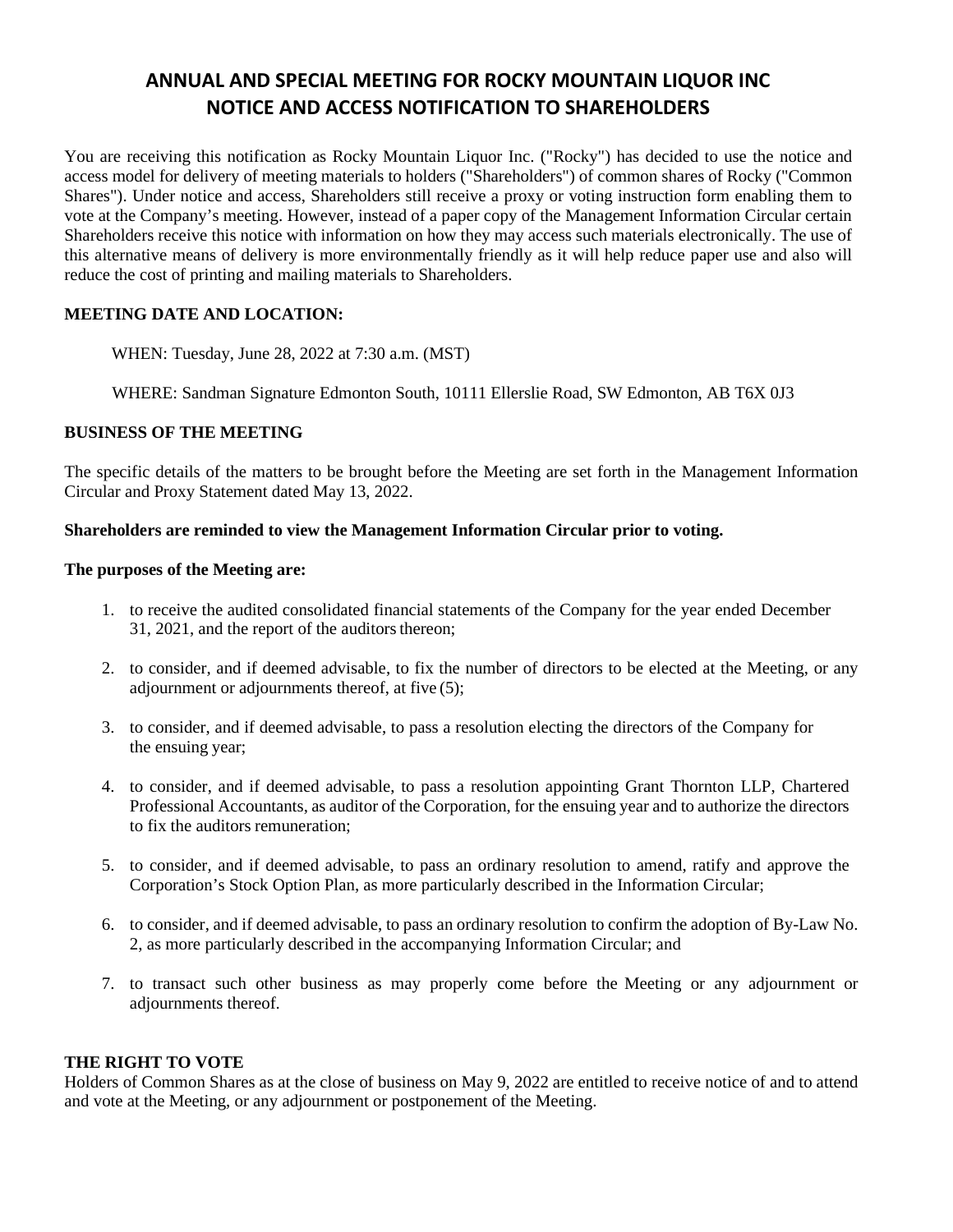# ANNUAL AND SPECIAL MEETING FOR ROCKY MOUNTAIN LIQUOR INC
# NOTICE AND ACCESS NOTIFICATION TO SHAREHOLDERS

You are receiving this notification as Rocky Mountain Liquor Inc. ("Rocky") has decided to use the notice and access model for delivery of meeting materials to holders ("Shareholders") of common shares of Rocky ("Common Shares"). Under notice and access, Shareholders still receive a proxy or voting instruction form enabling them to vote at the Company's meeting. However, instead of a paper copy of the Management Information Circular certain Shareholders receive this notice with information on how they may access such materials electronically. The use of this alternative means of delivery is more environmentally friendly as it will help reduce paper use and also will reduce the cost of printing and mailing materials to Shareholders.

**MEETING DATE AND LOCATION:**

WHEN: Tuesday, June 28, 2022 at 7:30 a.m. (MST)

WHERE: Sandman Signature Edmonton South, 10111 Ellerslie Road, SW Edmonton, AB T6X 0J3

**BUSINESS OF THE MEETING**

The specific details of the matters to be brought before the Meeting are set forth in the Management Information Circular and Proxy Statement dated May 13, 2022.

**Shareholders are reminded to view the Management Information Circular prior to voting.**

**The purposes of the Meeting are:**

1. to receive the audited consolidated financial statements of the Company for the year ended December 31, 2021, and the report of the auditors thereon;
2. to consider, and if deemed advisable, to fix the number of directors to be elected at the Meeting, or any adjournment or adjournments thereof, at five (5);
3. to consider, and if deemed advisable, to pass a resolution electing the directors of the Company for the ensuing year;
4. to consider, and if deemed advisable, to pass a resolution appointing Grant Thornton LLP, Chartered Professional Accountants, as auditor of the Corporation, for the ensuing year and to authorize the directors to fix the auditors remuneration;
5. to consider, and if deemed advisable, to pass an ordinary resolution to amend, ratify and approve the Corporation's Stock Option Plan, as more particularly described in the Information Circular;
6. to consider, and if deemed advisable, to pass an ordinary resolution to confirm the adoption of By-Law No. 2, as more particularly described in the accompanying Information Circular; and
7. to transact such other business as may properly come before the Meeting or any adjournment or adjournments thereof.

**THE RIGHT TO VOTE**

Holders of Common Shares as at the close of business on May 9, 2022 are entitled to receive notice of and to attend and vote at the Meeting, or any adjournment or postponement of the Meeting.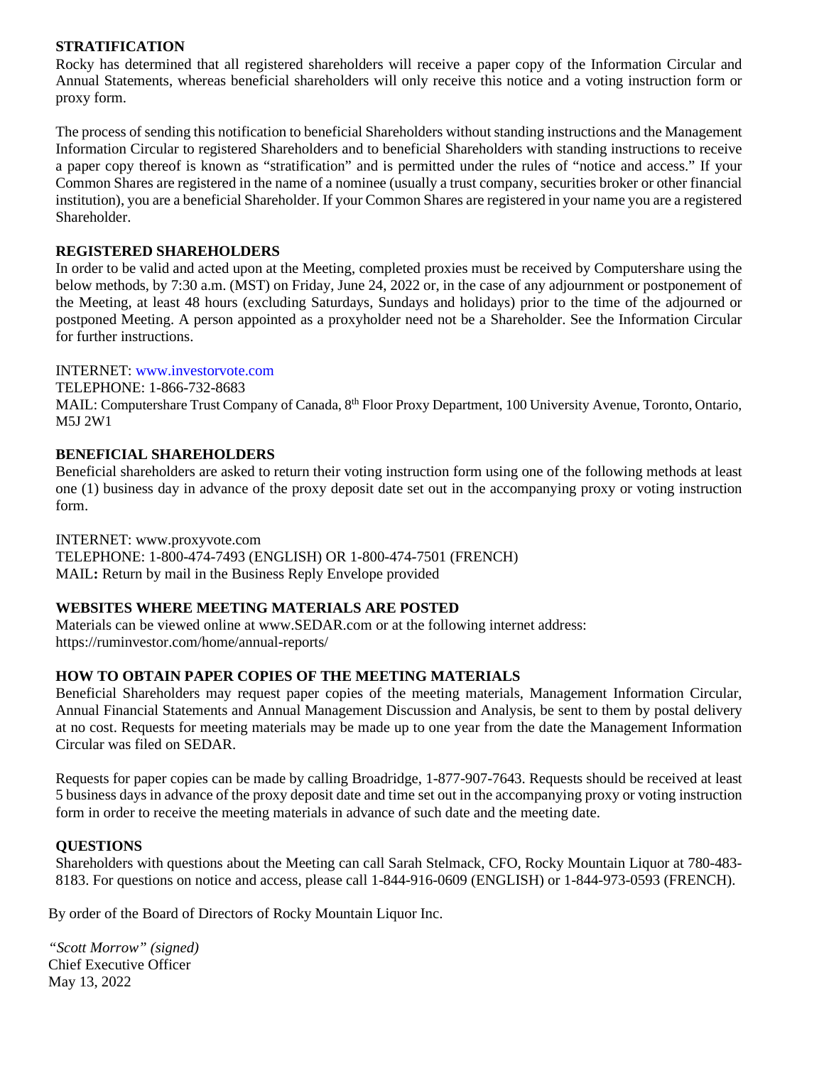## STRATIFICATION

Rocky has determined that all registered shareholders will receive a paper copy of the Information Circular and Annual Statements, whereas beneficial shareholders will only receive this notice and a voting instruction form or proxy form.

The process of sending this notification to beneficial Shareholders without standing instructions and the Management Information Circular to registered Shareholders and to beneficial Shareholders with standing instructions to receive a paper copy thereof is known as "stratification" and is permitted under the rules of "notice and access." If your Common Shares are registered in the name of a nominee (usually a trust company, securities broker or other financial institution), you are a beneficial Shareholder. If your Common Shares are registered in your name you are a registered Shareholder.

## REGISTERED SHAREHOLDERS

In order to be valid and acted upon at the Meeting, completed proxies must be received by Computershare using the below methods, by 7:30 a.m. (MST) on Friday, June 24, 2022 or, in the case of any adjournment or postponement of the Meeting, at least 48 hours (excluding Saturdays, Sundays and holidays) prior to the time of the adjourned or postponed Meeting. A person appointed as a proxyholder need not be a Shareholder. See the Information Circular for further instructions.

INTERNET: www.investorvote.com
TELEPHONE: 1-866-732-8683
MAIL: Computershare Trust Company of Canada, 8th Floor Proxy Department, 100 University Avenue, Toronto, Ontario, M5J 2W1

## BENEFICIAL SHAREHOLDERS

Beneficial shareholders are asked to return their voting instruction form using one of the following methods at least one (1) business day in advance of the proxy deposit date set out in the accompanying proxy or voting instruction form.

INTERNET: www.proxyvote.com
TELEPHONE: 1-800-474-7493 (ENGLISH) OR 1-800-474-7501 (FRENCH)
MAIL**:** Return by mail in the Business Reply Envelope provided

## WEBSITES WHERE MEETING MATERIALS ARE POSTED

Materials can be viewed online at www.SEDAR.com or at the following internet address:
https://ruminvestor.com/home/annual-reports/

## HOW TO OBTAIN PAPER COPIES OF THE MEETING MATERIALS

Beneficial Shareholders may request paper copies of the meeting materials, Management Information Circular, Annual Financial Statements and Annual Management Discussion and Analysis, be sent to them by postal delivery at no cost. Requests for meeting materials may be made up to one year from the date the Management Information Circular was filed on SEDAR.

Requests for paper copies can be made by calling Broadridge, 1-877-907-7643. Requests should be received at least 5 business days in advance of the proxy deposit date and time set out in the accompanying proxy or voting instruction form in order to receive the meeting materials in advance of such date and the meeting date.

## QUESTIONS

Shareholders with questions about the Meeting can call Sarah Stelmack, CFO, Rocky Mountain Liquor at 780-483-8183. For questions on notice and access, please call 1-844-916-0609 (ENGLISH) or 1-844-973-0593 (FRENCH).

By order of the Board of Directors of Rocky Mountain Liquor Inc.

*"Scott Morrow" (signed)*
Chief Executive Officer
May 13, 2022